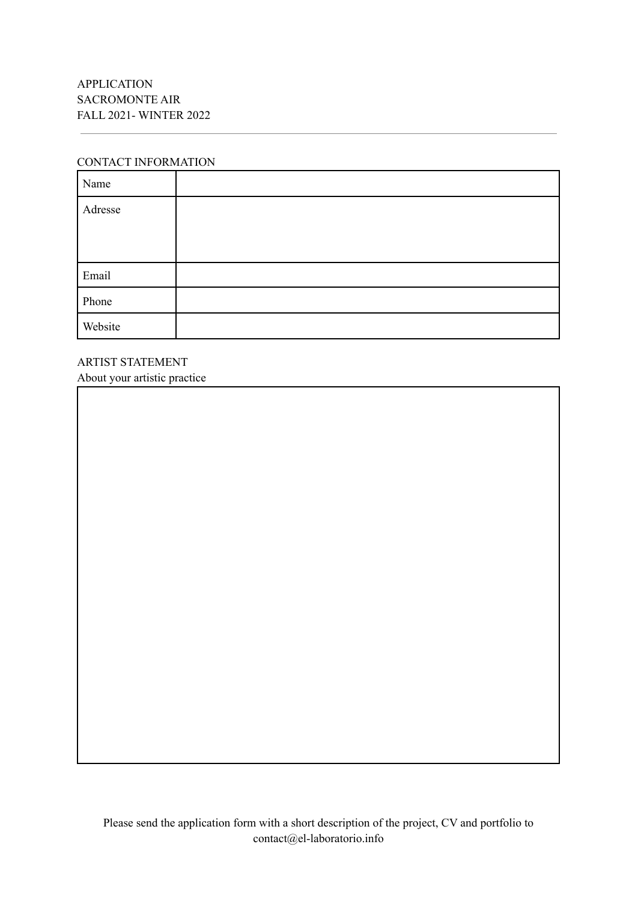APPLICATION
SACROMONTE AIR
FALL 2021- WINTER 2022

---

CONTACT INFORMATION

| Name | |
|---|---|
| Adresse | |
| Email | |
| Phone | |
| Website | |

ARTIST STATEMENT
About your artistic practice

| |
|---|
| |

Please send the application form with a short description of the project, CV and portfolio to contact@el-laboratorio.info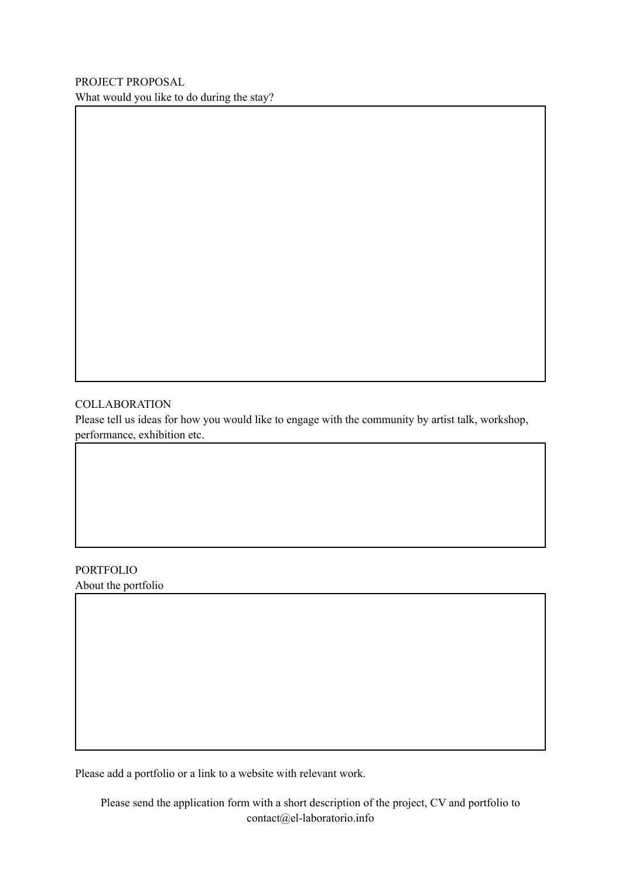PROJECT PROPOSAL

What would you like to do during the stay?

COLLABORATION

Please tell us ideas for how you would like to engage with the community by artist talk, workshop, performance, exhibition etc.

PORTFOLIO

About the portfolio

Please add a portfolio or a link to a website with relevant work.

Please send the application form with a short description of the project, CV and portfolio to contact@el-laboratorio.info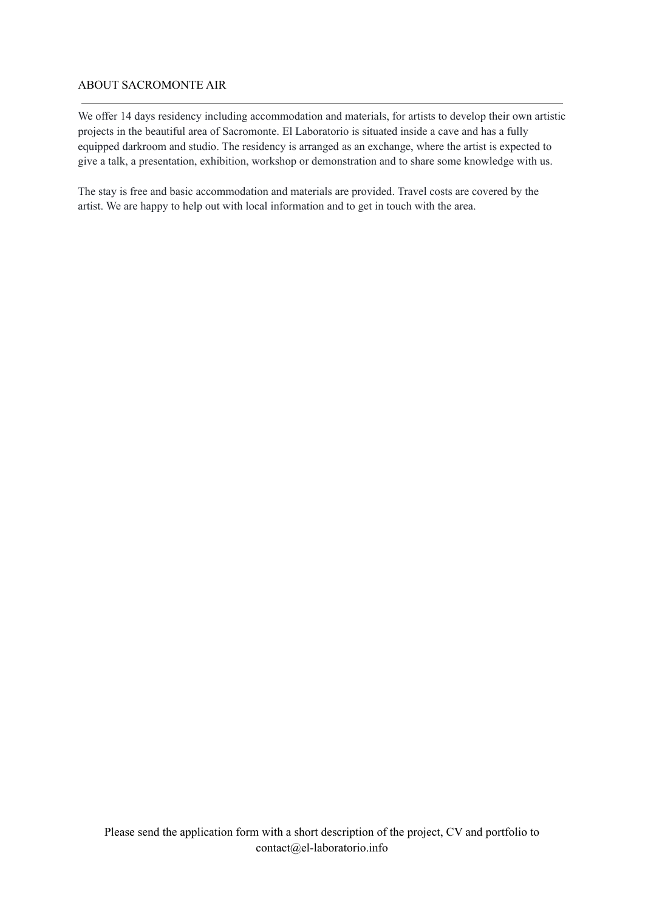## ABOUT SACROMONTE AIR

We offer 14 days residency including accommodation and materials, for artists to develop their own artistic projects in the beautiful area of Sacromonte. El Laboratorio is situated inside a cave and has a fully equipped darkroom and studio. The residency is arranged as an exchange, where the artist is expected to give a talk, a presentation, exhibition, workshop or demonstration and to share some knowledge with us.

The stay is free and basic accommodation and materials are provided. Travel costs are covered by the artist. We are happy to help out with local information and to get in touch with the area.

Please send the application form with a short description of the project, CV and portfolio to contact@el-laboratorio.info